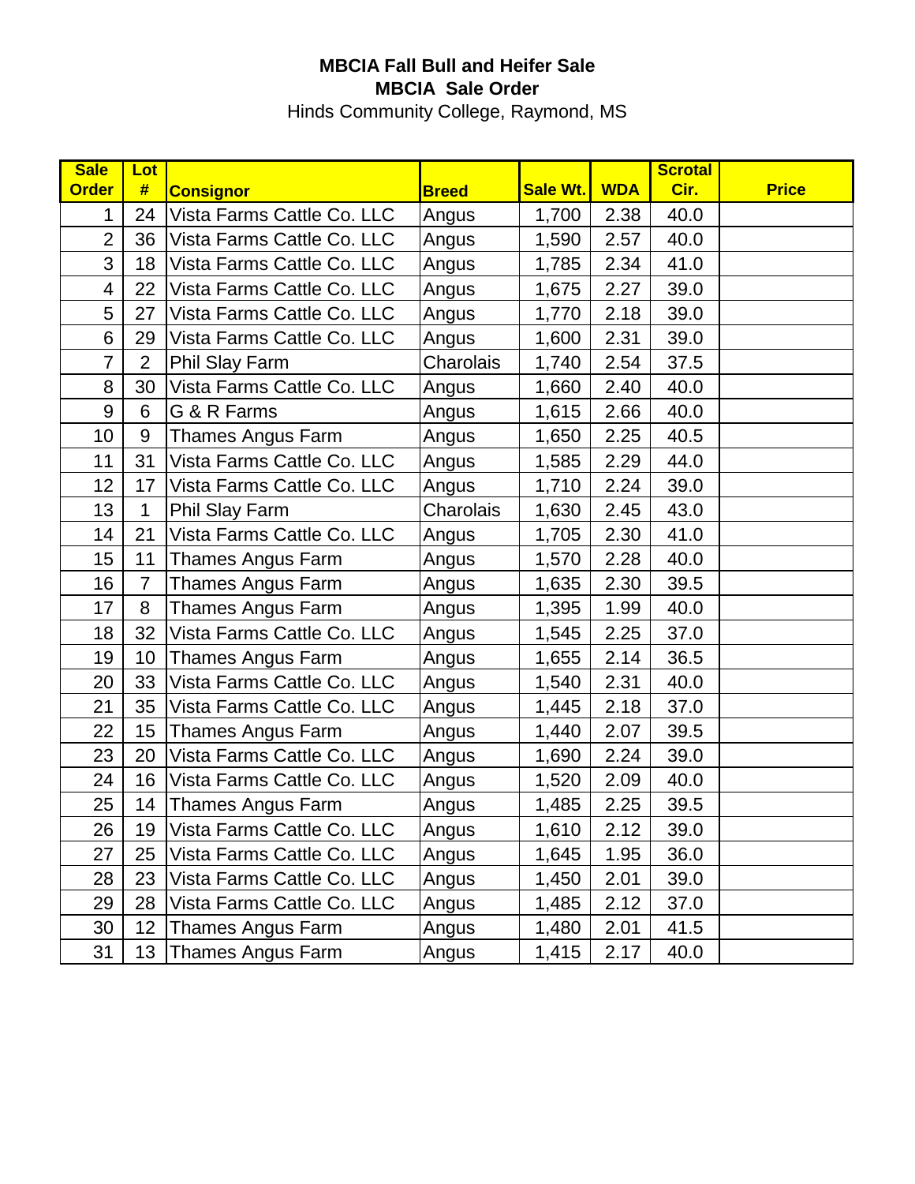**MBCIA Fall Bull and Heifer Sale**

**MBCIA Sale Order**

Hinds Community College, Raymond, MS

| Sale Order | Lot # | Consignor | Breed | Sale Wt. | WDA | Scrotal Cir. | Price |
|---|---|---|---|---|---|---|---|
| 1 | 24 | Vista Farms Cattle Co. LLC | Angus | 1,700 | 2.38 | 40.0 | |
| 2 | 36 | Vista Farms Cattle Co. LLC | Angus | 1,590 | 2.57 | 40.0 | |
| 3 | 18 | Vista Farms Cattle Co. LLC | Angus | 1,785 | 2.34 | 41.0 | |
| 4 | 22 | Vista Farms Cattle Co. LLC | Angus | 1,675 | 2.27 | 39.0 | |
| 5 | 27 | Vista Farms Cattle Co. LLC | Angus | 1,770 | 2.18 | 39.0 | |
| 6 | 29 | Vista Farms Cattle Co. LLC | Angus | 1,600 | 2.31 | 39.0 | |
| 7 | 2 | Phil Slay Farm | Charolais | 1,740 | 2.54 | 37.5 | |
| 8 | 30 | Vista Farms Cattle Co. LLC | Angus | 1,660 | 2.40 | 40.0 | |
| 9 | 6 | G & R Farms | Angus | 1,615 | 2.66 | 40.0 | |
| 10 | 9 | Thames Angus Farm | Angus | 1,650 | 2.25 | 40.5 | |
| 11 | 31 | Vista Farms Cattle Co. LLC | Angus | 1,585 | 2.29 | 44.0 | |
| 12 | 17 | Vista Farms Cattle Co. LLC | Angus | 1,710 | 2.24 | 39.0 | |
| 13 | 1 | Phil Slay Farm | Charolais | 1,630 | 2.45 | 43.0 | |
| 14 | 21 | Vista Farms Cattle Co. LLC | Angus | 1,705 | 2.30 | 41.0 | |
| 15 | 11 | Thames Angus Farm | Angus | 1,570 | 2.28 | 40.0 | |
| 16 | 7 | Thames Angus Farm | Angus | 1,635 | 2.30 | 39.5 | |
| 17 | 8 | Thames Angus Farm | Angus | 1,395 | 1.99 | 40.0 | |
| 18 | 32 | Vista Farms Cattle Co. LLC | Angus | 1,545 | 2.25 | 37.0 | |
| 19 | 10 | Thames Angus Farm | Angus | 1,655 | 2.14 | 36.5 | |
| 20 | 33 | Vista Farms Cattle Co. LLC | Angus | 1,540 | 2.31 | 40.0 | |
| 21 | 35 | Vista Farms Cattle Co. LLC | Angus | 1,445 | 2.18 | 37.0 | |
| 22 | 15 | Thames Angus Farm | Angus | 1,440 | 2.07 | 39.5 | |
| 23 | 20 | Vista Farms Cattle Co. LLC | Angus | 1,690 | 2.24 | 39.0 | |
| 24 | 16 | Vista Farms Cattle Co. LLC | Angus | 1,520 | 2.09 | 40.0 | |
| 25 | 14 | Thames Angus Farm | Angus | 1,485 | 2.25 | 39.5 | |
| 26 | 19 | Vista Farms Cattle Co. LLC | Angus | 1,610 | 2.12 | 39.0 | |
| 27 | 25 | Vista Farms Cattle Co. LLC | Angus | 1,645 | 1.95 | 36.0 | |
| 28 | 23 | Vista Farms Cattle Co. LLC | Angus | 1,450 | 2.01 | 39.0 | |
| 29 | 28 | Vista Farms Cattle Co. LLC | Angus | 1,485 | 2.12 | 37.0 | |
| 30 | 12 | Thames Angus Farm | Angus | 1,480 | 2.01 | 41.5 | |
| 31 | 13 | Thames Angus Farm | Angus | 1,415 | 2.17 | 40.0 | |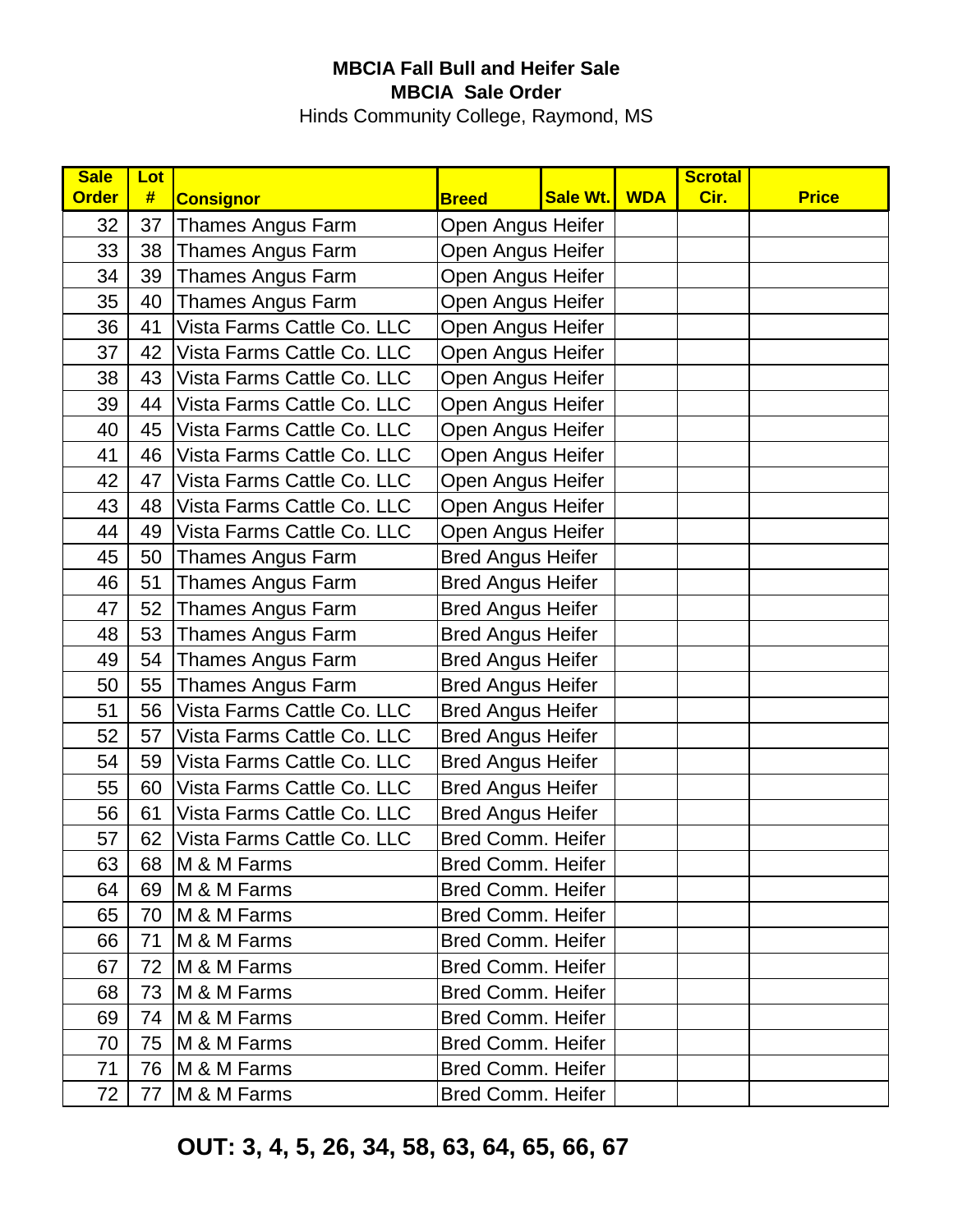**MBCIA Fall Bull and Heifer Sale**
**MBCIA Sale Order**
Hinds Community College, Raymond, MS

| Sale Order | Lot # | Consignor | Breed | Sale Wt. | WDA | Scrotal Cir. | Price |
|---|---|---|---|---|---|---|---|
| 32 | 37 | Thames Angus Farm | Open Angus Heifer | | | | |
| 33 | 38 | Thames Angus Farm | Open Angus Heifer | | | | |
| 34 | 39 | Thames Angus Farm | Open Angus Heifer | | | | |
| 35 | 40 | Thames Angus Farm | Open Angus Heifer | | | | |
| 36 | 41 | Vista Farms Cattle Co. LLC | Open Angus Heifer | | | | |
| 37 | 42 | Vista Farms Cattle Co. LLC | Open Angus Heifer | | | | |
| 38 | 43 | Vista Farms Cattle Co. LLC | Open Angus Heifer | | | | |
| 39 | 44 | Vista Farms Cattle Co. LLC | Open Angus Heifer | | | | |
| 40 | 45 | Vista Farms Cattle Co. LLC | Open Angus Heifer | | | | |
| 41 | 46 | Vista Farms Cattle Co. LLC | Open Angus Heifer | | | | |
| 42 | 47 | Vista Farms Cattle Co. LLC | Open Angus Heifer | | | | |
| 43 | 48 | Vista Farms Cattle Co. LLC | Open Angus Heifer | | | | |
| 44 | 49 | Vista Farms Cattle Co. LLC | Open Angus Heifer | | | | |
| 45 | 50 | Thames Angus Farm | Bred Angus Heifer | | | | |
| 46 | 51 | Thames Angus Farm | Bred Angus Heifer | | | | |
| 47 | 52 | Thames Angus Farm | Bred Angus Heifer | | | | |
| 48 | 53 | Thames Angus Farm | Bred Angus Heifer | | | | |
| 49 | 54 | Thames Angus Farm | Bred Angus Heifer | | | | |
| 50 | 55 | Thames Angus Farm | Bred Angus Heifer | | | | |
| 51 | 56 | Vista Farms Cattle Co. LLC | Bred Angus Heifer | | | | |
| 52 | 57 | Vista Farms Cattle Co. LLC | Bred Angus Heifer | | | | |
| 54 | 59 | Vista Farms Cattle Co. LLC | Bred Angus Heifer | | | | |
| 55 | 60 | Vista Farms Cattle Co. LLC | Bred Angus Heifer | | | | |
| 56 | 61 | Vista Farms Cattle Co. LLC | Bred Angus Heifer | | | | |
| 57 | 62 | Vista Farms Cattle Co. LLC | Bred Comm. Heifer | | | | |
| 63 | 68 | M & M Farms | Bred Comm. Heifer | | | | |
| 64 | 69 | M & M Farms | Bred Comm. Heifer | | | | |
| 65 | 70 | M & M Farms | Bred Comm. Heifer | | | | |
| 66 | 71 | M & M Farms | Bred Comm. Heifer | | | | |
| 67 | 72 | M & M Farms | Bred Comm. Heifer | | | | |
| 68 | 73 | M & M Farms | Bred Comm. Heifer | | | | |
| 69 | 74 | M & M Farms | Bred Comm. Heifer | | | | |
| 70 | 75 | M & M Farms | Bred Comm. Heifer | | | | |
| 71 | 76 | M & M Farms | Bred Comm. Heifer | | | | |
| 72 | 77 | M & M Farms | Bred Comm. Heifer | | | | |

**OUT: 3, 4, 5, 26, 34, 58, 63, 64, 65, 66, 67**